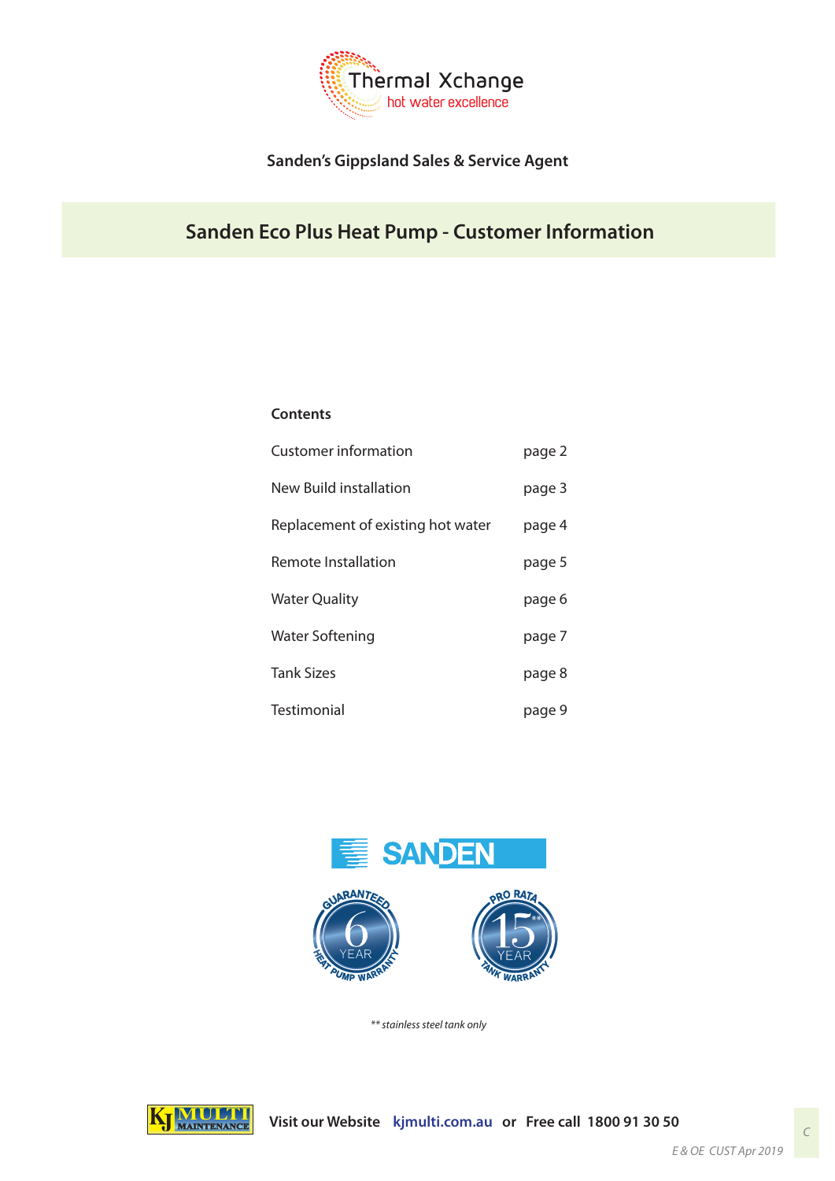Thermal Xchange
hot water excellence

**Sanden's Gippsland Sales & Service Agent**

# Sanden Eco Plus Heat Pump - Customer Information

## Contents

| | |
|---|---|
| Customer information | page 2 |
| New Build installation | page 3 |
| Replacement of existing hot water | page 4 |
| Remote Installation | page 5 |
| Water Quality | page 6 |
| Water Softening | page 7 |
| Tank Sizes | page 8 |
| Testimonial | page 9 |

SANDEN

GUARANTEED 6 YEAR HEAT PUMP WARRANTY

PRO RATA 15** YEAR TANK WARRANTY

*** stainless steel tank only*

**Visit our Website** kjmulti.com.au **or Free call 1800 91 30 50**

*E & OE CUST Apr 2019*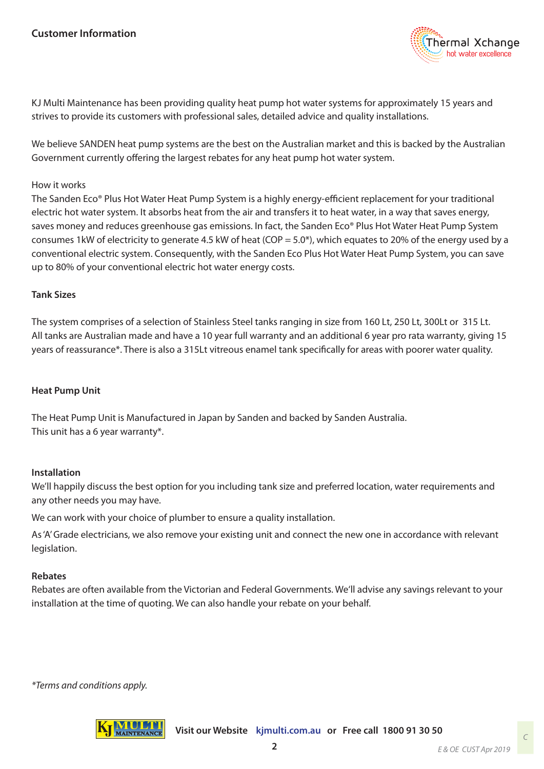# Customer Information

KJ Multi Maintenance has been providing quality heat pump hot water systems for approximately 15 years and strives to provide its customers with professional sales, detailed advice and quality installations.

We believe SANDEN heat pump systems are the best on the Australian market and this is backed by the Australian Government currently offering the largest rebates for any heat pump hot water system.

How it works
The Sanden Eco® Plus Hot Water Heat Pump System is a highly energy-efficient replacement for your traditional electric hot water system. It absorbs heat from the air and transfers it to heat water, in a way that saves energy, saves money and reduces greenhouse gas emissions. In fact, the Sanden Eco® Plus Hot Water Heat Pump System consumes 1kW of electricity to generate 4.5 kW of heat (COP = 5.0*), which equates to 20% of the energy used by a conventional electric system. Consequently, with the Sanden Eco Plus Hot Water Heat Pump System, you can save up to 80% of your conventional electric hot water energy costs.

## Tank Sizes

The system comprises of a selection of Stainless Steel tanks ranging in size from 160 Lt, 250 Lt, 300Lt or 315 Lt. All tanks are Australian made and have a 10 year full warranty and an additional 6 year pro rata warranty, giving 15 years of reassurance*. There is also a 315Lt vitreous enamel tank specifically for areas with poorer water quality.

## Heat Pump Unit

The Heat Pump Unit is Manufactured in Japan by Sanden and backed by Sanden Australia.
This unit has a 6 year warranty*.

## Installation

We'll happily discuss the best option for you including tank size and preferred location, water requirements and any other needs you may have.

We can work with your choice of plumber to ensure a quality installation.

As 'A' Grade electricians, we also remove your existing unit and connect the new one in accordance with relevant legislation.

## Rebates

Rebates are often available from the Victorian and Federal Governments. We'll advise any savings relevant to your installation at the time of quoting. We can also handle your rebate on your behalf.

*Terms and conditions apply.*

**Visit our Website kjmulti.com.au or Free call 1800 91 30 50**

*E & OE CUST Apr 2019*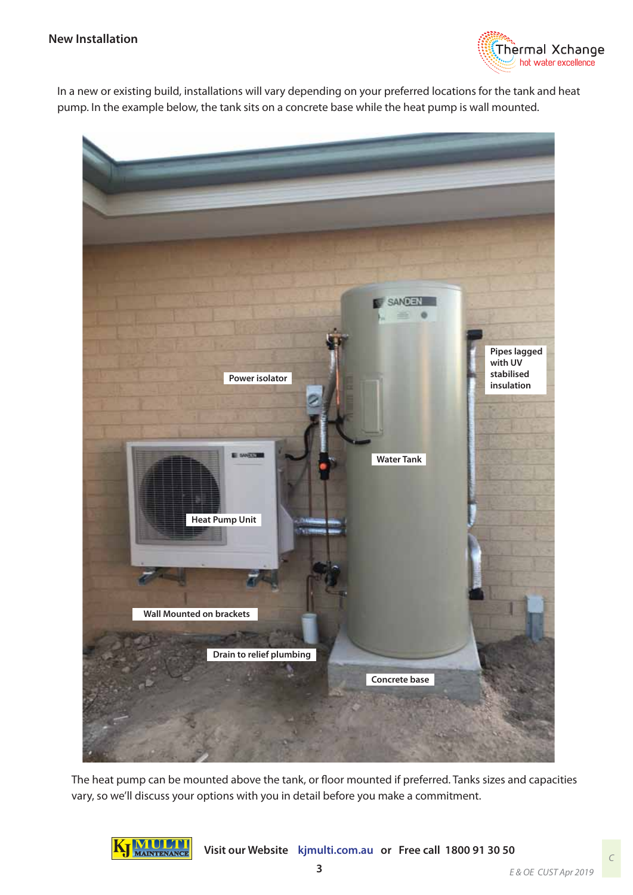## New Installation

In a new or existing build, installations will vary depending on your preferred locations for the tank and heat pump. In the example below, the tank sits on a concrete base while the heat pump is wall mounted.

Power isolator

Pipes lagged with UV stabilised insulation

Water Tank

Heat Pump Unit

Wall Mounted on brackets

Drain to relief plumbing

Concrete base

The heat pump can be mounted above the tank, or floor mounted if preferred. Tanks sizes and capacities vary, so we'll discuss your options with you in detail before you make a commitment.

Visit our Website **kjmulti.com.au** or **Free call 1800 91 30 50**

*E & OE CUST Apr 2019*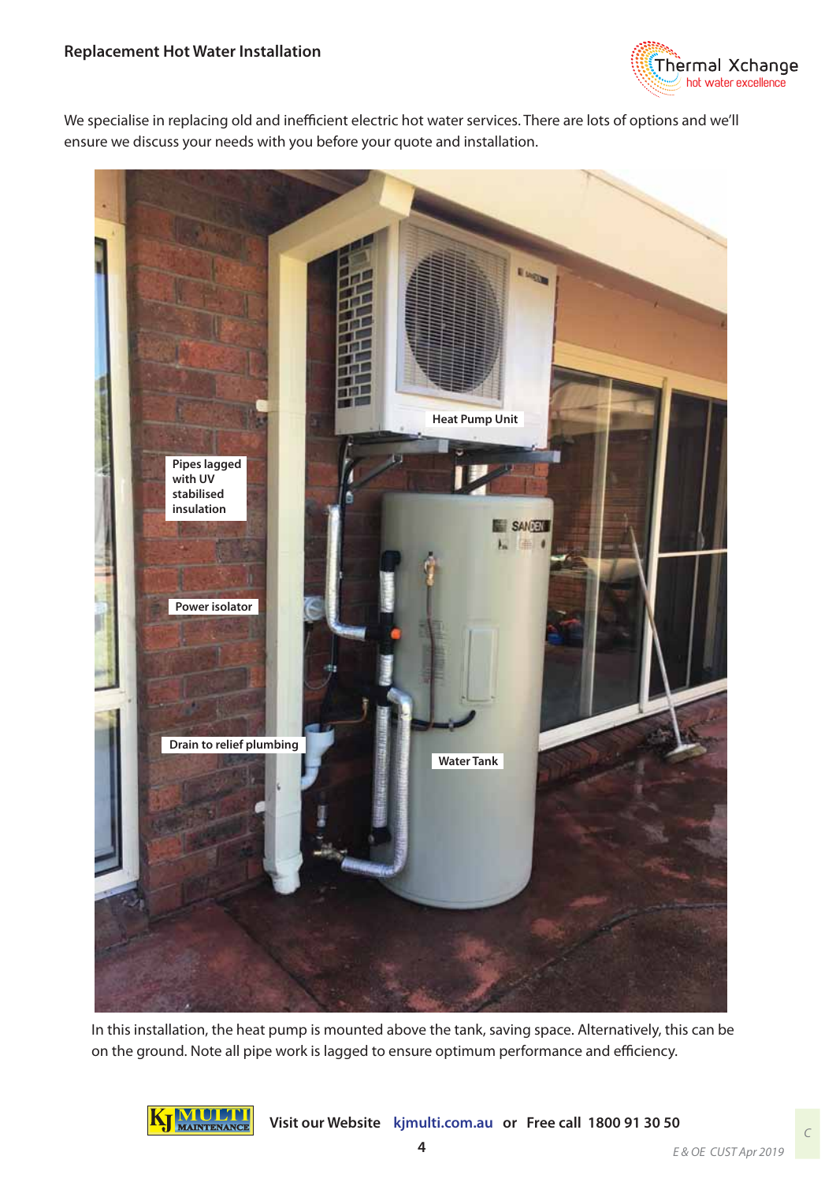## Replacement Hot Water Installation

We specialise in replacing old and inefficient electric hot water services. There are lots of options and we'll ensure we discuss your needs with you before your quote and installation.

In this installation, the heat pump is mounted above the tank, saving space. Alternatively, this can be on the ground. Note all pipe work is lagged to ensure optimum performance and efficiency.

**Visit our Website kjmulti.com.au or Free call 1800 91 30 50**

*E & OE CUST Apr 2019*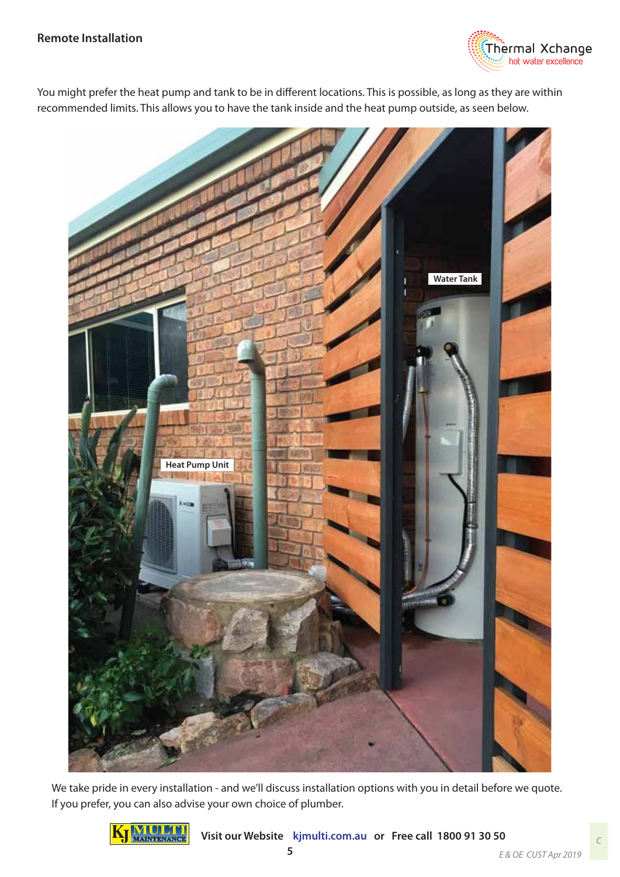## Remote Installation

You might prefer the heat pump and tank to be in different locations. This is possible, as long as they are within recommended limits. This allows you to have the tank inside and the heat pump outside, as seen below.

We take pride in every installation - and we'll discuss installation options with you in detail before we quote. If you prefer, you can also advise your own choice of plumber.

**Visit our Website kjmulti.com.au or Free call 1800 91 30 50**

*E & OE CUST Apr 2019*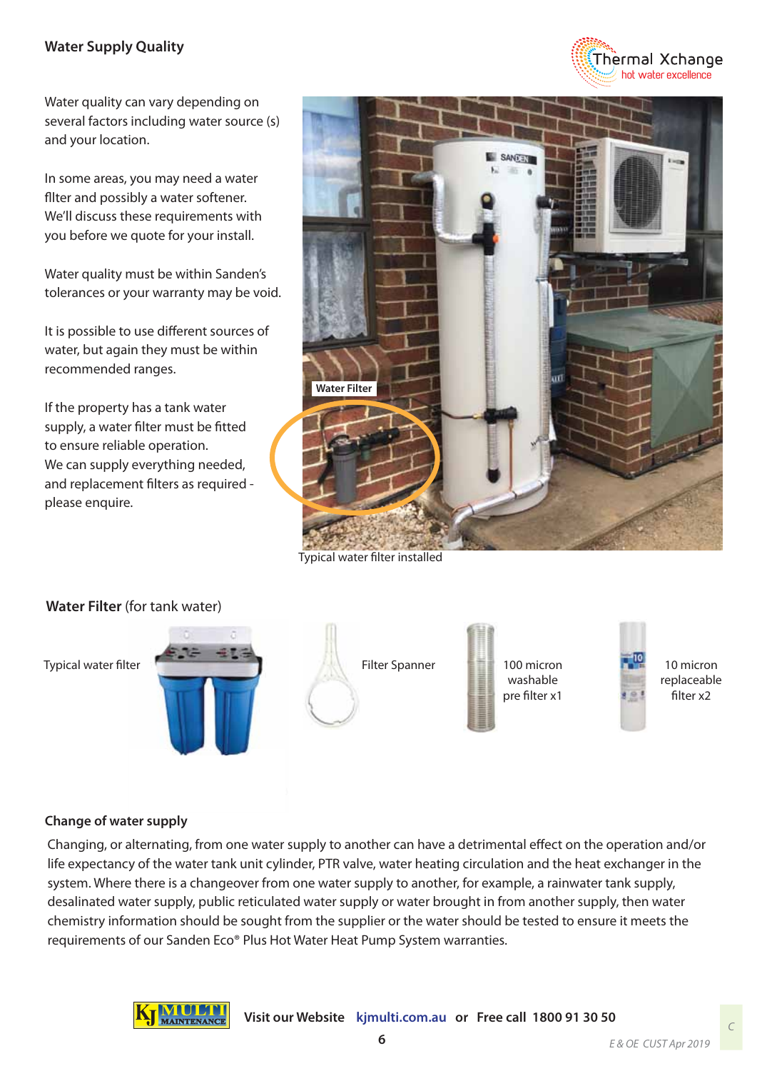## Water Supply Quality

Water quality can vary depending on several factors including water source (s) and your location.

In some areas, you may need a water filter and possibly a water softener. We'll discuss these requirements with you before we quote for your install.

Water quality must be within Sanden's tolerances or your warranty may be void.

It is possible to use different sources of water, but again they must be within recommended ranges.

If the property has a tank water supply, a water filter must be fitted to ensure reliable operation. We can supply everything needed, and replacement filters as required - please enquire.

Water Filter

Typical water filter installed

## Water Filter (for tank water)

Typical water filter

Filter Spanner

100 micron washable pre filter x1

10 micron replaceable filter x2

### Change of water supply

Changing, or alternating, from one water supply to another can have a detrimental effect on the operation and/or life expectancy of the water tank unit cylinder, PTR valve, water heating circulation and the heat exchanger in the system. Where there is a changeover from one water supply to another, for example, a rainwater tank supply, desalinated water supply, public reticulated water supply or water brought in from another supply, then water chemistry information should be sought from the supplier or the water should be tested to ensure it meets the requirements of our Sanden Eco® Plus Hot Water Heat Pump System warranties.

**Visit our Website** **kjmulti.com.au** **or** **Free call 1800 91 30 50**

*E & OE CUST Apr 2019*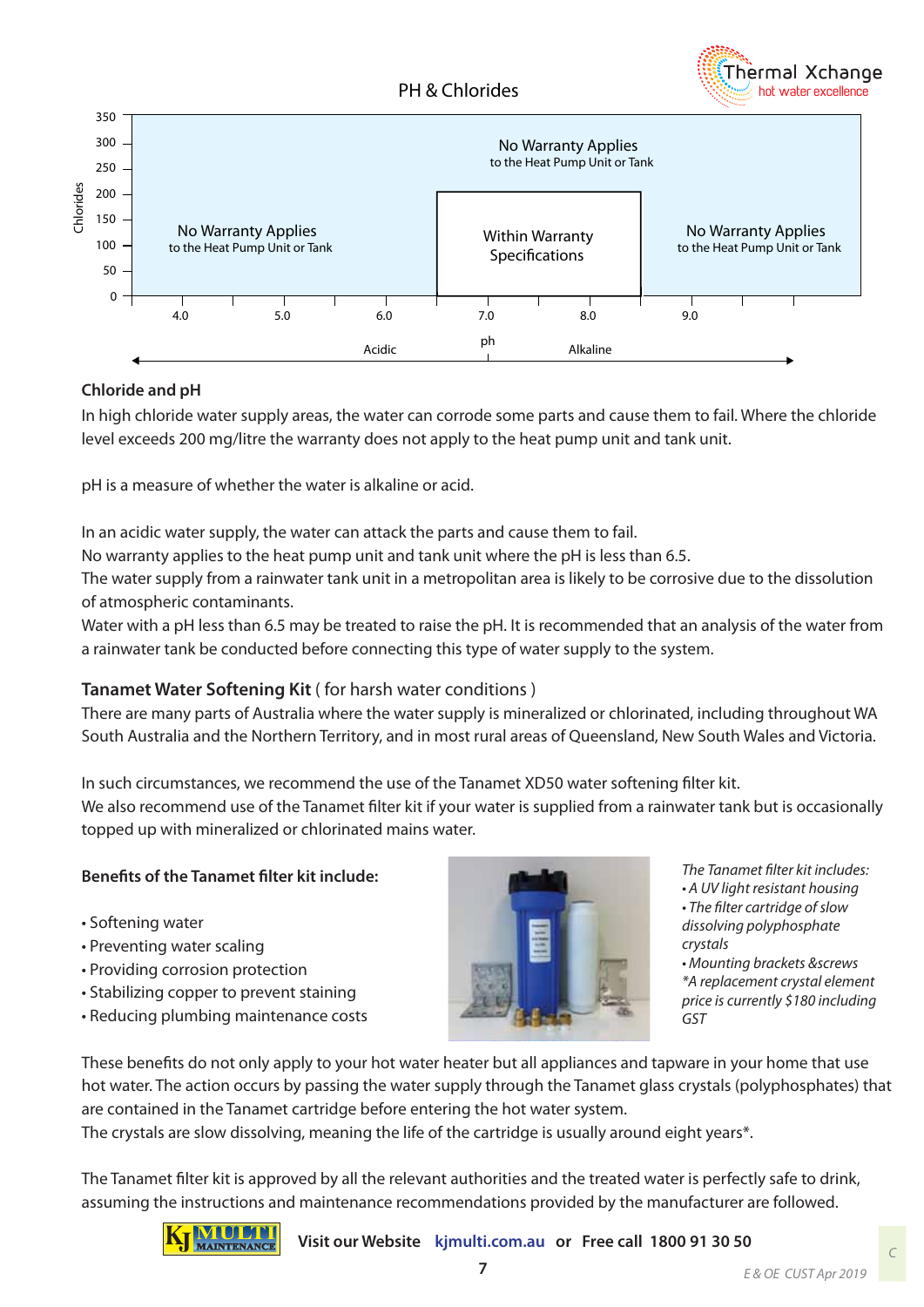## PH & Chlorides

| Chlorides / pH | 4.0 | 5.0 | 6.0 | 7.0 | 8.0 | 9.0 |
|---|---|---|---|---|---|---|
| Above 200 | No Warranty Applies to the Heat Pump Unit or Tank | | | | | |
| 0–200 | No Warranty Applies to the Heat Pump Unit or Tank | | | Within Warranty Specifications | | No Warranty Applies to the Heat Pump Unit or Tank |

Acidic ← ph → Alkaline

### Chloride and pH

In high chloride water supply areas, the water can corrode some parts and cause them to fail. Where the chloride level exceeds 200 mg/litre the warranty does not apply to the heat pump unit and tank unit.

pH is a measure of whether the water is alkaline or acid.

In an acidic water supply, the water can attack the parts and cause them to fail.
No warranty applies to the heat pump unit and tank unit where the pH is less than 6.5.
The water supply from a rainwater tank unit in a metropolitan area is likely to be corrosive due to the dissolution of atmospheric contaminants.
Water with a pH less than 6.5 may be treated to raise the pH. It is recommended that an analysis of the water from a rainwater tank be conducted before connecting this type of water supply to the system.

### Tanamet Water Softening Kit ( for harsh water conditions )

There are many parts of Australia where the water supply is mineralized or chlorinated, including throughout WA South Australia and the Northern Territory, and in most rural areas of Queensland, New South Wales and Victoria.

In such circumstances, we recommend the use of the Tanamet XD50 water softening filter kit.
We also recommend use of the Tanamet filter kit if your water is supplied from a rainwater tank but is occasionally topped up with mineralized or chlorinated mains water.

**Benefits of the Tanamet filter kit include:**

- Softening water
- Preventing water scaling
- Providing corrosion protection
- Stabilizing copper to prevent staining
- Reducing plumbing maintenance costs

*The Tanamet filter kit includes:*
- *A UV light resistant housing*
- *The filter cartridge of slow dissolving polyphosphate crystals*
- *Mounting brackets &screws*

*\*A replacement crystal element price is currently $180 including GST*

These benefits do not only apply to your hot water heater but all appliances and tapware in your home that use hot water. The action occurs by passing the water supply through the Tanamet glass crystals (polyphosphates) that are contained in the Tanamet cartridge before entering the hot water system.
The crystals are slow dissolving, meaning the life of the cartridge is usually around eight years*.

The Tanamet filter kit is approved by all the relevant authorities and the treated water is perfectly safe to drink, assuming the instructions and maintenance recommendations provided by the manufacturer are followed.

**Visit our Website kjmulti.com.au or Free call 1800 91 30 50**

E & OE CUST Apr 2019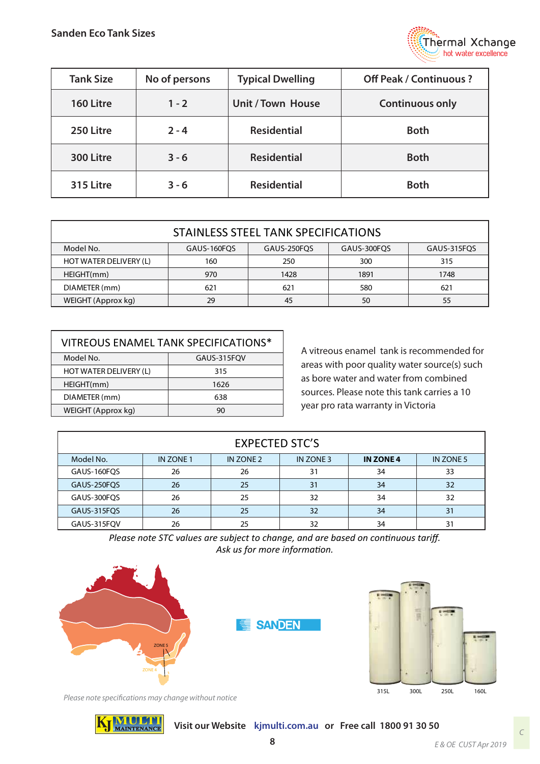## Sanden Eco Tank Sizes

| Tank Size | No of persons | Typical Dwelling | Off Peak / Continuous ? |
|---|---|---|---|
| 160 Litre | 1 - 2 | Unit / Town House | Continuous only |
| 250 Litre | 2 - 4 | Residential | Both |
| 300 Litre | 3 - 6 | Residential | Both |
| 315 Litre | 3 - 6 | Residential | Both |

### STAINLESS STEEL TANK SPECIFICATIONS

| Model No. | GAUS-160FQS | GAUS-250FQS | GAUS-300FQS | GAUS-315FQS |
|---|---|---|---|---|
| HOT WATER DELIVERY (L) | 160 | 250 | 300 | 315 |
| HEIGHT(mm) | 970 | 1428 | 1891 | 1748 |
| DIAMETER (mm) | 621 | 621 | 580 | 621 |
| WEIGHT (Approx kg) | 29 | 45 | 50 | 55 |

### VITREOUS ENAMEL TANK SPECIFICATIONS*

| Model No. | GAUS-315FQV |
|---|---|
| HOT WATER DELIVERY (L) | 315 |
| HEIGHT(mm) | 1626 |
| DIAMETER (mm) | 638 |
| WEIGHT (Approx kg) | 90 |

A vitreous enamel tank is recommended for areas with poor quality water source(s) such as bore water and water from combined sources. Please note this tank carries a 10 year pro rata warranty in Victoria

### EXPECTED STC'S

| Model No. | IN ZONE 1 | IN ZONE 2 | IN ZONE 3 | **IN ZONE 4** | IN ZONE 5 |
|---|---|---|---|---|---|
| GAUS-160FQS | 26 | 26 | 31 | 34 | 33 |
| GAUS-250FQS | 26 | 25 | 31 | 34 | 32 |
| GAUS-300FQS | 26 | 25 | 32 | 34 | 32 |
| GAUS-315FQS | 26 | 25 | 32 | 34 | 31 |
| GAUS-315FQV | 26 | 25 | 32 | 34 | 31 |

*Please note STC values are subject to change, and are based on continuous tariff. Ask us for more information.*

ZONE 5

ZONE 4

SANDEN

315L 300L 250L 160L

*Please note specifications may change without notice*

Visit our Website **kjmulti.com.au** or Free call 1800 91 30 50

*E & OE CUST Apr 2019*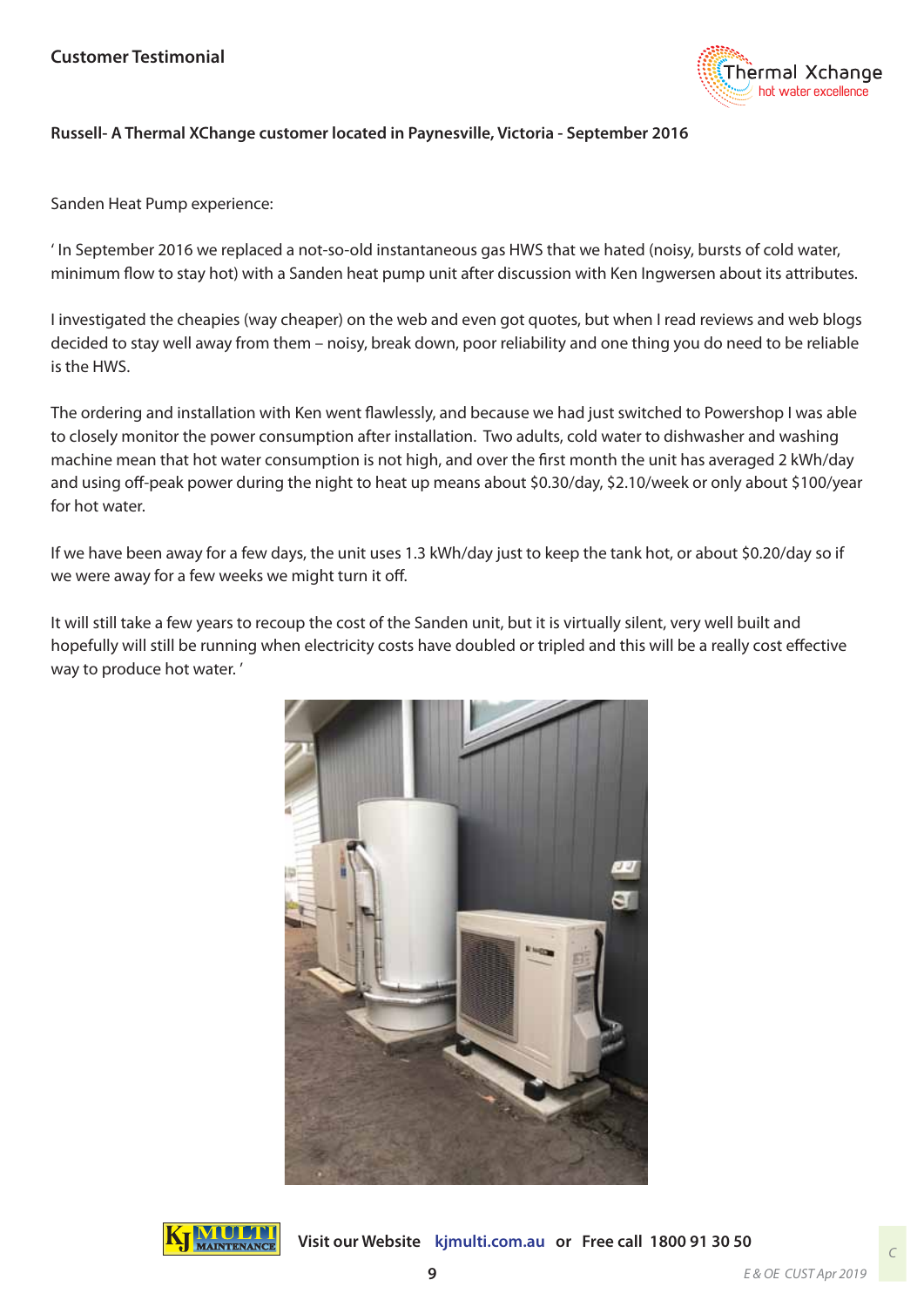**Customer Testimonial**

**Russell- A Thermal XChange customer located in Paynesville, Victoria - September 2016**

Sanden Heat Pump experience:

' In September 2016 we replaced a not-so-old instantaneous gas HWS that we hated (noisy, bursts of cold water, minimum flow to stay hot) with a Sanden heat pump unit after discussion with Ken Ingwersen about its attributes.

I investigated the cheapies (way cheaper) on the web and even got quotes, but when I read reviews and web blogs decided to stay well away from them – noisy, break down, poor reliability and one thing you do need to be reliable is the HWS.

The ordering and installation with Ken went flawlessly, and because we had just switched to Powershop I was able to closely monitor the power consumption after installation. Two adults, cold water to dishwasher and washing machine mean that hot water consumption is not high, and over the first month the unit has averaged 2 kWh/day and using off-peak power during the night to heat up means about $0.30/day, $2.10/week or only about $100/year for hot water.

If we have been away for a few days, the unit uses 1.3 kWh/day just to keep the tank hot, or about $0.20/day so if we were away for a few weeks we might turn it off.

It will still take a few years to recoup the cost of the Sanden unit, but it is virtually silent, very well built and hopefully will still be running when electricity costs have doubled or tripled and this will be a really cost effective way to produce hot water. '

**Visit our Website kjmulti.com.au or Free call 1800 91 30 50**

*E & OE CUST Apr 2019*